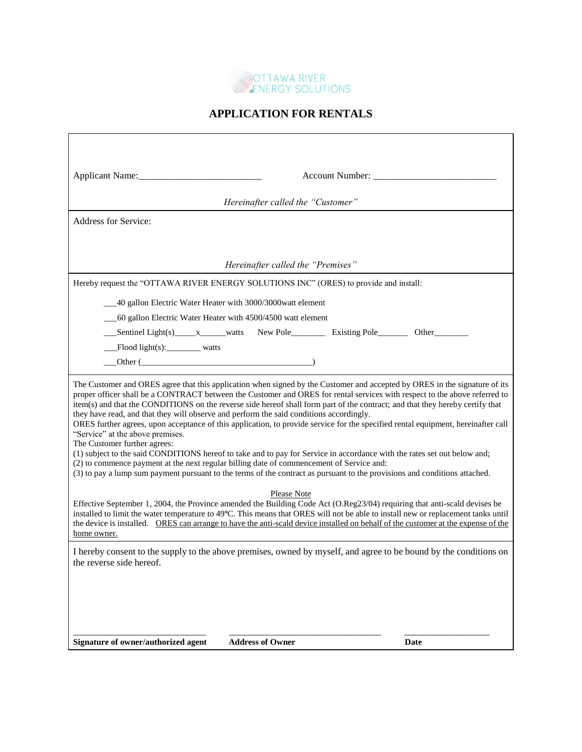OTTAWA RIVER ENERGY SOLUTIONS

# APPLICATION FOR RENTALS

Applicant Name:__________________________ Account Number: __________________________

*Hereinafter called the "Customer"*

Address for Service:

*Hereinafter called the "Premises"*

Hereby request the "OTTAWA RIVER ENERGY SOLUTIONS INC" (ORES) to provide and install:

___40 gallon Electric Water Heater with 3000/3000watt element

___60 gallon Electric Water Heater with 4500/4500 watt element

___Sentinel Light(s)_____x______watts New Pole________ Existing Pole_______ Other________

___Flood light(s):________ watts

___Other (________________________________________)

The Customer and ORES agree that this application when signed by the Customer and accepted by ORES in the signature of its proper officer shall be a CONTRACT between the Customer and ORES for rental services with respect to the above referred to item(s) and that the CONDITIONS on the reverse side hereof shall form part of the contract; and that they hereby certify that they have read, and that they will observe and perform the said conditions accordingly.
ORES further agrees, upon acceptance of this application, to provide service for the specified rental equipment, hereinafter call "Service" at the above premises.
The Customer further agrees:
(1) subject to the said CONDITIONS hereof to take and to pay for Service in accordance with the rates set out below and;
(2) to commence payment at the next regular billing date of commencement of Service and:
(3) to pay a lump sum payment pursuant to the terms of the contract as pursuant to the provisions and conditions attached.

Please Note

Effective September 1, 2004, the Province amended the Building Code Act (O.Reg23/04) requiring that anti-scald devises be installed to limit the water temperature to 49ºC. This means that ORES will not be able to install new or replacement tanks until the device is installed. ORES can arrange to have the anti-scald device installed on behalf of the customer at the expense of the home owner.

I hereby consent to the supply to the above premises, owned by myself, and agree to be bound by the conditions on the reverse side hereof.

_______________________________ ___________________________________ ____________________

**Signature of owner/authorized agent** **Address of Owner** **Date**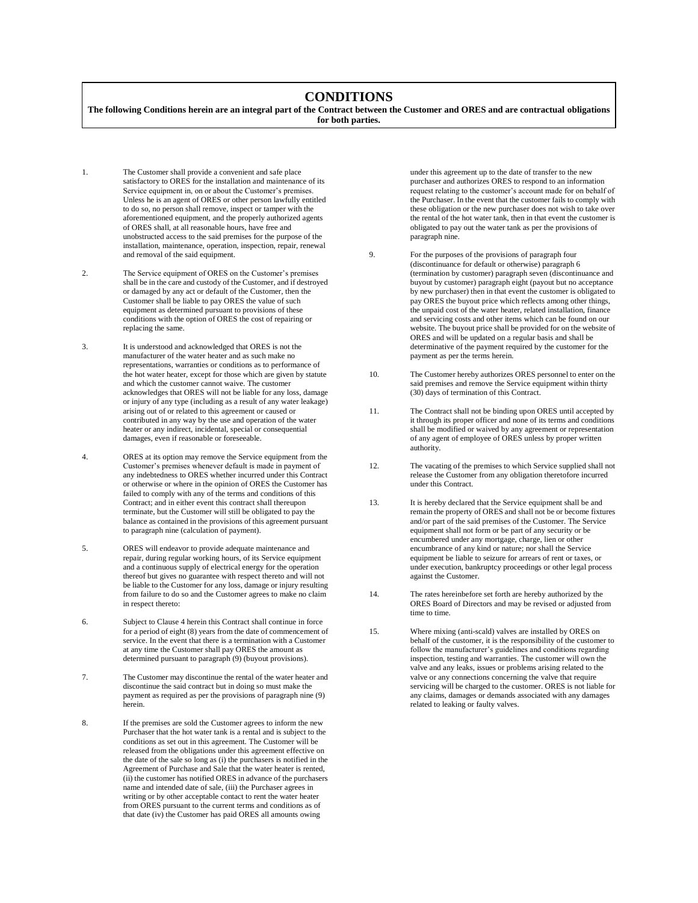# CONDITIONS

**The following Conditions herein are an integral part of the Contract between the Customer and ORES and are contractual obligations for both parties.**

1. The Customer shall provide a convenient and safe place satisfactory to ORES for the installation and maintenance of its Service equipment in, on or about the Customer's premises. Unless he is an agent of ORES or other person lawfully entitled to do so, no person shall remove, inspect or tamper with the aforementioned equipment, and the properly authorized agents of ORES shall, at all reasonable hours, have free and unobstructed access to the said premises for the purpose of the installation, maintenance, operation, inspection, repair, renewal and removal of the said equipment.

2. The Service equipment of ORES on the Customer's premises shall be in the care and custody of the Customer, and if destroyed or damaged by any act or default of the Customer, then the Customer shall be liable to pay ORES the value of such equipment as determined pursuant to provisions of these conditions with the option of ORES the cost of repairing or replacing the same.

3. It is understood and acknowledged that ORES is not the manufacturer of the water heater and as such make no representations, warranties or conditions as to performance of the hot water heater, except for those which are given by statute and which the customer cannot waive. The customer acknowledges that ORES will not be liable for any loss, damage or injury of any type (including as a result of any water leakage) arising out of or related to this agreement or caused or contributed in any way by the use and operation of the water heater or any indirect, incidental, special or consequential damages, even if reasonable or foreseeable.

4. ORES at its option may remove the Service equipment from the Customer's premises whenever default is made in payment of any indebtedness to ORES whether incurred under this Contract or otherwise or where in the opinion of ORES the Customer has failed to comply with any of the terms and conditions of this Contract; and in either event this contract shall thereupon terminate, but the Customer will still be obligated to pay the balance as contained in the provisions of this agreement pursuant to paragraph nine (calculation of payment).

5. ORES will endeavor to provide adequate maintenance and repair, during regular working hours, of its Service equipment and a continuous supply of electrical energy for the operation thereof but gives no guarantee with respect thereto and will not be liable to the Customer for any loss, damage or injury resulting from failure to do so and the Customer agrees to make no claim in respect thereto:

6. Subject to Clause 4 herein this Contract shall continue in force for a period of eight (8) years from the date of commencement of service. In the event that there is a termination with a Customer at any time the Customer shall pay ORES the amount as determined pursuant to paragraph (9) (buyout provisions).

7. The Customer may discontinue the rental of the water heater and discontinue the said contract but in doing so must make the payment as required as per the provisions of paragraph nine (9) herein.

8. If the premises are sold the Customer agrees to inform the new Purchaser that the hot water tank is a rental and is subject to the conditions as set out in this agreement. The Customer will be released from the obligations under this agreement effective on the date of the sale so long as (i) the purchasers is notified in the Agreement of Purchase and Sale that the water heater is rented, (ii) the customer has notified ORES in advance of the purchasers name and intended date of sale, (iii) the Purchaser agrees in writing or by other acceptable contact to rent the water heater from ORES pursuant to the current terms and conditions as of that date (iv) the Customer has paid ORES all amounts owing under this agreement up to the date of transfer to the new purchaser and authorizes ORES to respond to an information request relating to the customer's account made for on behalf of the Purchaser. In the event that the customer fails to comply with these obligation or the new purchaser does not wish to take over the rental of the hot water tank, then in that event the customer is obligated to pay out the water tank as per the provisions of paragraph nine.

9. For the purposes of the provisions of paragraph four (discontinuance for default or otherwise) paragraph 6 (termination by customer) paragraph seven (discontinuance and buyout by customer) paragraph eight (payout but no acceptance by new purchaser) then in that event the customer is obligated to pay ORES the buyout price which reflects among other things, the unpaid cost of the water heater, related installation, finance and servicing costs and other items which can be found on our website. The buyout price shall be provided for on the website of ORES and will be updated on a regular basis and shall be determinative of the payment required by the customer for the payment as per the terms herein.

10. The Customer hereby authorizes ORES personnel to enter on the said premises and remove the Service equipment within thirty (30) days of termination of this Contract.

11. The Contract shall not be binding upon ORES until accepted by it through its proper officer and none of its terms and conditions shall be modified or waived by any agreement or representation of any agent of employee of ORES unless by proper written authority.

12. The vacating of the premises to which Service supplied shall not release the Customer from any obligation theretofore incurred under this Contract.

13. It is hereby declared that the Service equipment shall be and remain the property of ORES and shall not be or become fixtures and/or part of the said premises of the Customer. The Service equipment shall not form or be part of any security or be encumbered under any mortgage, charge, lien or other encumbrance of any kind or nature; nor shall the Service equipment be liable to seizure for arrears of rent or taxes, or under execution, bankruptcy proceedings or other legal process against the Customer.

14. The rates hereinbefore set forth are hereby authorized by the ORES Board of Directors and may be revised or adjusted from time to time.

15. Where mixing (anti-scald) valves are installed by ORES on behalf of the customer, it is the responsibility of the customer to follow the manufacturer's guidelines and conditions regarding inspection, testing and warranties. The customer will own the valve and any leaks, issues or problems arising related to the valve or any connections concerning the valve that require servicing will be charged to the customer. ORES is not liable for any claims, damages or demands associated with any damages related to leaking or faulty valves.